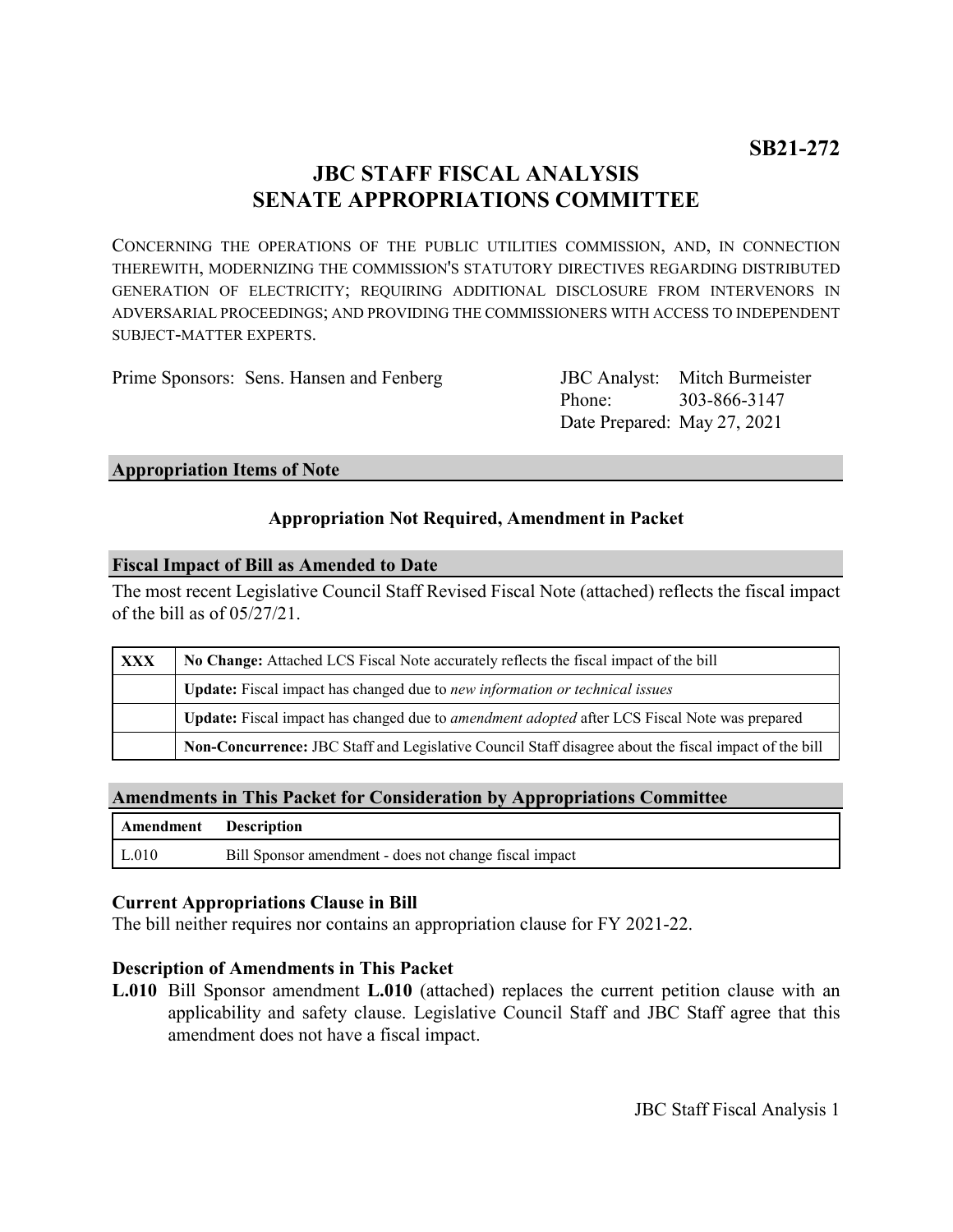**SB21-272**

# JBC STAFF FISCAL ANALYSIS
# SENATE APPROPRIATIONS COMMITTEE

CONCERNING THE OPERATIONS OF THE PUBLIC UTILITIES COMMISSION, AND, IN CONNECTION THEREWITH, MODERNIZING THE COMMISSION'S STATUTORY DIRECTIVES REGARDING DISTRIBUTED GENERATION OF ELECTRICITY; REQUIRING ADDITIONAL DISCLOSURE FROM INTERVENORS IN ADVERSARIAL PROCEEDINGS; AND PROVIDING THE COMMISSIONERS WITH ACCESS TO INDEPENDENT SUBJECT-MATTER EXPERTS.

Prime Sponsors: Sens. Hansen and Fenberg

JBC Analyst: Mitch Burmeister
Phone: 303-866-3147
Date Prepared: May 27, 2021

## Appropriation Items of Note

**Appropriation Not Required, Amendment in Packet**

## Fiscal Impact of Bill as Amended to Date

The most recent Legislative Council Staff Revised Fiscal Note (attached) reflects the fiscal impact of the bill as of 05/27/21.

| | |
|---|---|
| **XXX** | **No Change:** Attached LCS Fiscal Note accurately reflects the fiscal impact of the bill |
| | **Update:** Fiscal impact has changed due to *new information or technical issues* |
| | **Update:** Fiscal impact has changed due to *amendment adopted* after LCS Fiscal Note was prepared |
| | **Non-Concurrence:** JBC Staff and Legislative Council Staff disagree about the fiscal impact of the bill |

## Amendments in This Packet for Consideration by Appropriations Committee

| Amendment | Description |
|---|---|
| L.010 | Bill Sponsor amendment - does not change fiscal impact |

### Current Appropriations Clause in Bill

The bill neither requires nor contains an appropriation clause for FY 2021-22.

### Description of Amendments in This Packet

**L.010** Bill Sponsor amendment **L.010** (attached) replaces the current petition clause with an applicability and safety clause. Legislative Council Staff and JBC Staff agree that this amendment does not have a fiscal impact.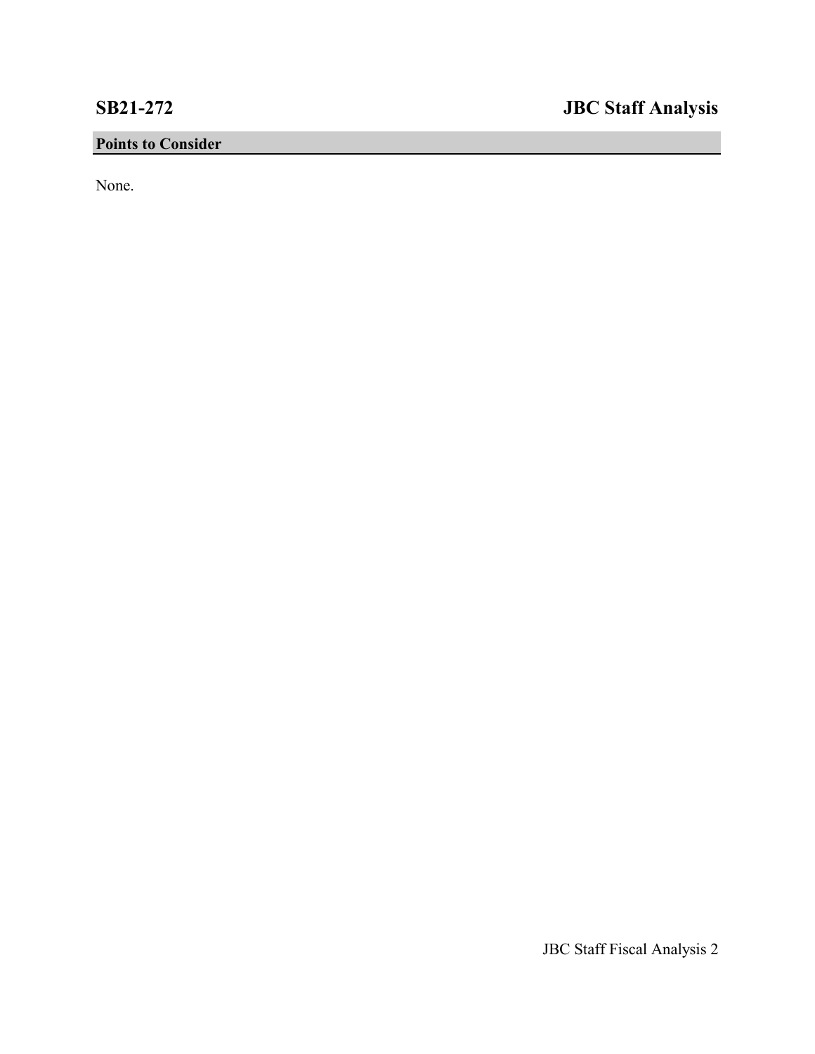## Points to Consider

None.